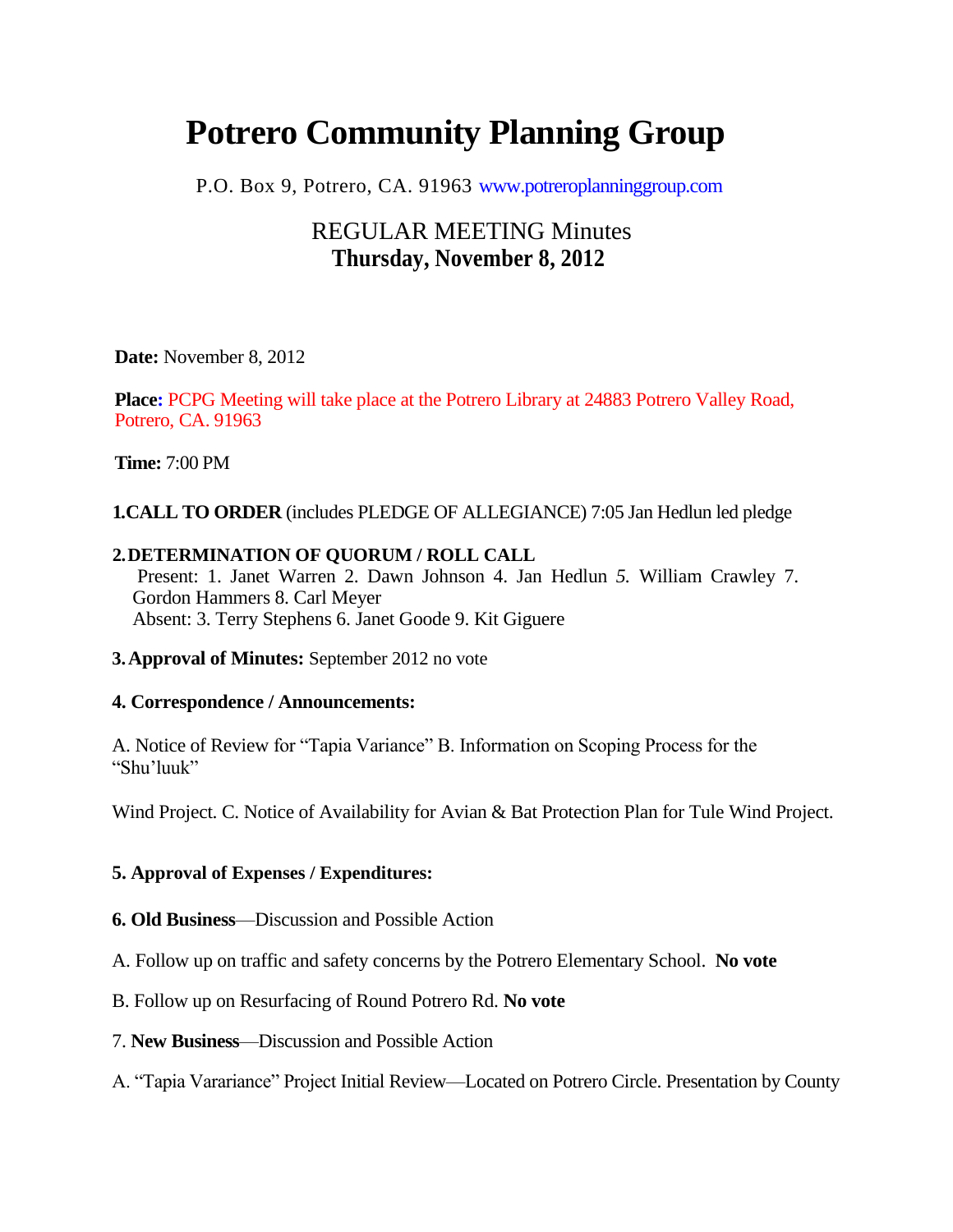# Potrero Community Planning Group

P.O. Box 9, Potrero, CA. 91963 www.potreroplanninggroup.com

## REGULAR MEETING Minutes
## Thursday, November 8, 2012

**Date:** November 8, 2012

**Place:** PCPG Meeting will take place at the Potrero Library at 24883 Potrero Valley Road, Potrero, CA. 91963

**Time:** 7:00 PM

**1.CALL TO ORDER** (includes PLEDGE OF ALLEGIANCE) 7:05 Jan Hedlun led pledge

**2.DETERMINATION OF QUORUM / ROLL CALL**
Present: 1. Janet Warren 2. Dawn Johnson 4. Jan Hedlun *5.* William Crawley 7. Gordon Hammers 8. Carl Meyer
Absent: 3. Terry Stephens 6. Janet Goode 9. Kit Giguere

**3. Approval of Minutes:** September 2012 no vote

**4. Correspondence / Announcements:**

A. Notice of Review for "Tapia Variance" B. Information on Scoping Process for the "Shu'luuk"

Wind Project. C. Notice of Availability for Avian & Bat Protection Plan for Tule Wind Project.

**5. Approval of Expenses / Expenditures:**

**6. Old Business**—Discussion and Possible Action

A. Follow up on traffic and safety concerns by the Potrero Elementary School. **No vote**

B. Follow up on Resurfacing of Round Potrero Rd. **No vote**

7. **New Business**—Discussion and Possible Action

A. "Tapia Varariance" Project Initial Review—Located on Potrero Circle. Presentation by County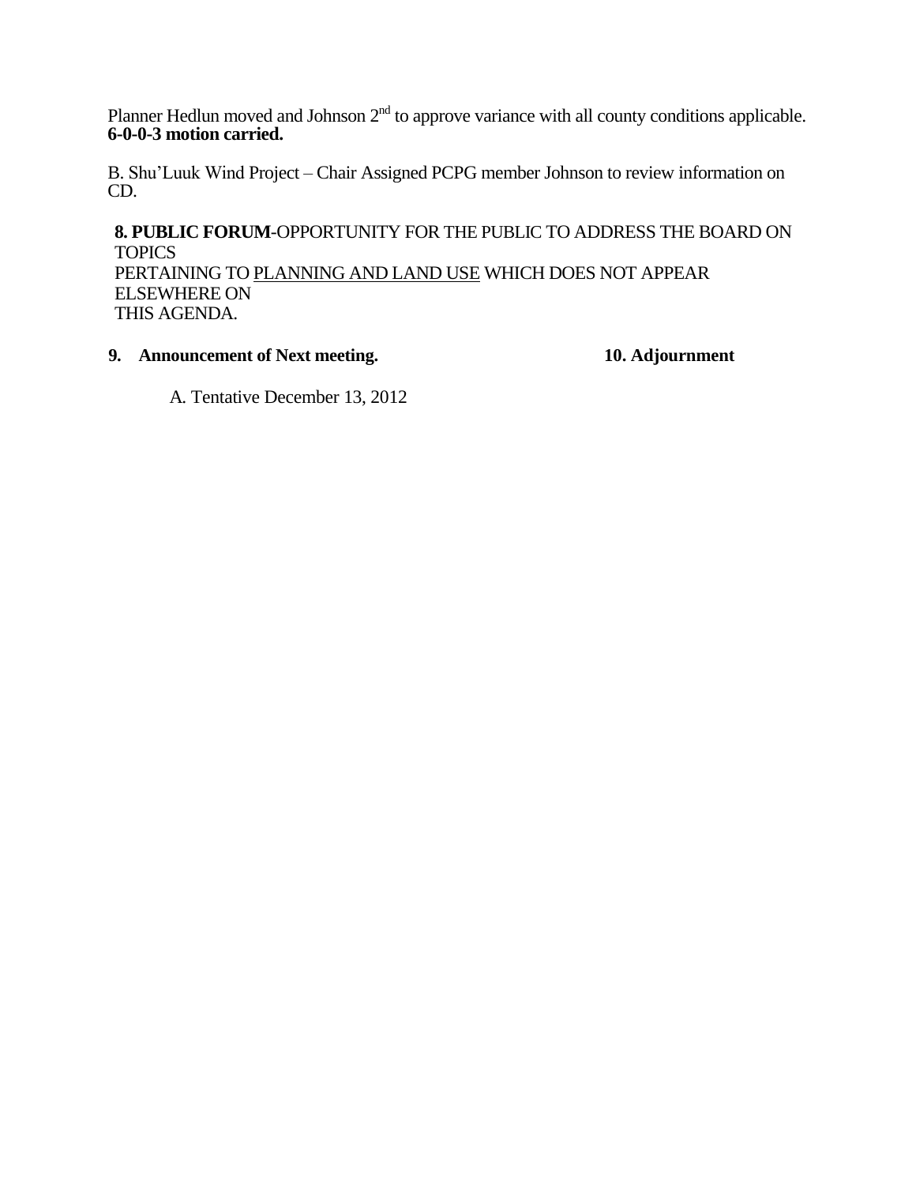Planner Hedlun moved and Johnson 2nd to approve variance with all county conditions applicable. **6-0-0-3 motion carried.**

B. Shu'Luuk Wind Project – Chair Assigned PCPG member Johnson to review information on CD.

**8. PUBLIC FORUM**-OPPORTUNITY FOR THE PUBLIC TO ADDRESS THE BOARD ON TOPICS
PERTAINING TO PLANNING AND LAND USE WHICH DOES NOT APPEAR ELSEWHERE ON
THIS AGENDA.

**9. Announcement of Next meeting.**

A. Tentative December 13, 2012

**10. Adjournment**